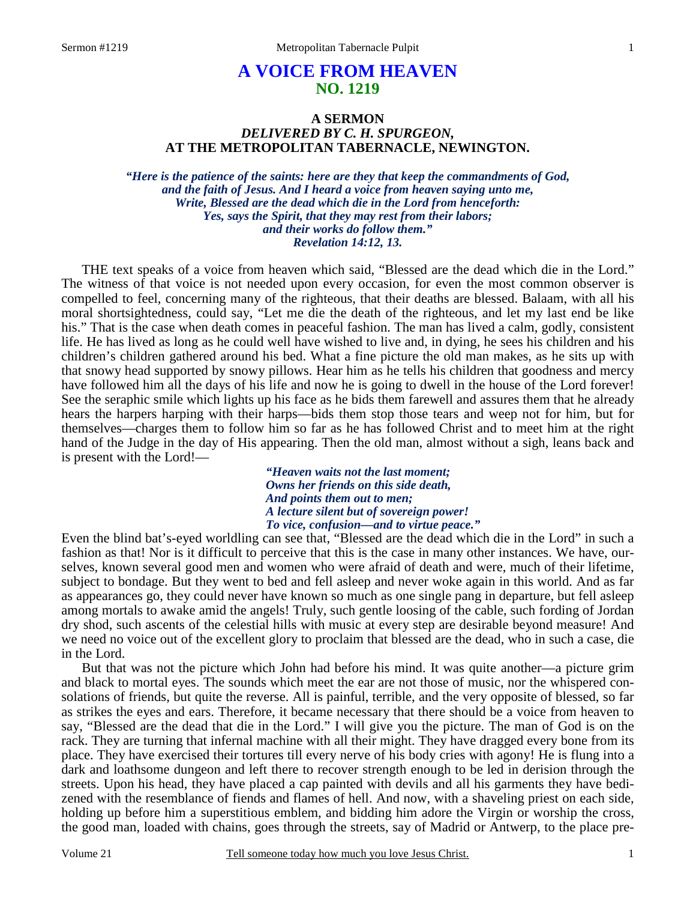# A VOICE FROM HEAVEN
## NO. 1219

### A SERMON
### *DELIVERED BY C. H. SPURGEON,*
### AT THE METROPOLITAN TABERNACLE, NEWINGTON.

*"Here is the patience of the saints: here are they that keep the commandments of God,*
*and the faith of Jesus. And I heard a voice from heaven saying unto me,*
*Write, Blessed are the dead which die in the Lord from henceforth:*
*Yes, says the Spirit, that they may rest from their labors;*
*and their works do follow them."*
*Revelation 14:12, 13.*

THE text speaks of a voice from heaven which said, "Blessed are the dead which die in the Lord." The witness of that voice is not needed upon every occasion, for even the most common observer is compelled to feel, concerning many of the righteous, that their deaths are blessed. Balaam, with all his moral shortsightedness, could say, "Let me die the death of the righteous, and let my last end be like his." That is the case when death comes in peaceful fashion. The man has lived a calm, godly, consistent life. He has lived as long as he could well have wished to live and, in dying, he sees his children and his children's children gathered around his bed. What a fine picture the old man makes, as he sits up with that snowy head supported by snowy pillows. Hear him as he tells his children that goodness and mercy have followed him all the days of his life and now he is going to dwell in the house of the Lord forever! See the seraphic smile which lights up his face as he bids them farewell and assures them that he already hears the harpers harping with their harps—bids them stop those tears and weep not for him, but for themselves—charges them to follow him so far as he has followed Christ and to meet him at the right hand of the Judge in the day of His appearing. Then the old man, almost without a sigh, leans back and is present with the Lord!—

> *"Heaven waits not the last moment;*
> *Owns her friends on this side death,*
> *And points them out to men;*
> *A lecture silent but of sovereign power!*
> *To vice, confusion—and to virtue peace."*

Even the blind bat's-eyed worldling can see that, "Blessed are the dead which die in the Lord" in such a fashion as that! Nor is it difficult to perceive that this is the case in many other instances. We have, ourselves, known several good men and women who were afraid of death and were, much of their lifetime, subject to bondage. But they went to bed and fell asleep and never woke again in this world. And as far as appearances go, they could never have known so much as one single pang in departure, but fell asleep among mortals to awake amid the angels! Truly, such gentle loosing of the cable, such fording of Jordan dry shod, such ascents of the celestial hills with music at every step are desirable beyond measure! And we need no voice out of the excellent glory to proclaim that blessed are the dead, who in such a case, die in the Lord.

But that was not the picture which John had before his mind. It was quite another—a picture grim and black to mortal eyes. The sounds which meet the ear are not those of music, nor the whispered consolations of friends, but quite the reverse. All is painful, terrible, and the very opposite of blessed, so far as strikes the eyes and ears. Therefore, it became necessary that there should be a voice from heaven to say, "Blessed are the dead that die in the Lord." I will give you the picture. The man of God is on the rack. They are turning that infernal machine with all their might. They have dragged every bone from its place. They have exercised their tortures till every nerve of his body cries with agony! He is flung into a dark and loathsome dungeon and left there to recover strength enough to be led in derision through the streets. Upon his head, they have placed a cap painted with devils and all his garments they have bedizened with the resemblance of fiends and flames of hell. And now, with a shaveling priest on each side, holding up before him a superstitious emblem, and bidding him adore the Virgin or worship the cross, the good man, loaded with chains, goes through the streets, say of Madrid or Antwerp, to the place pre-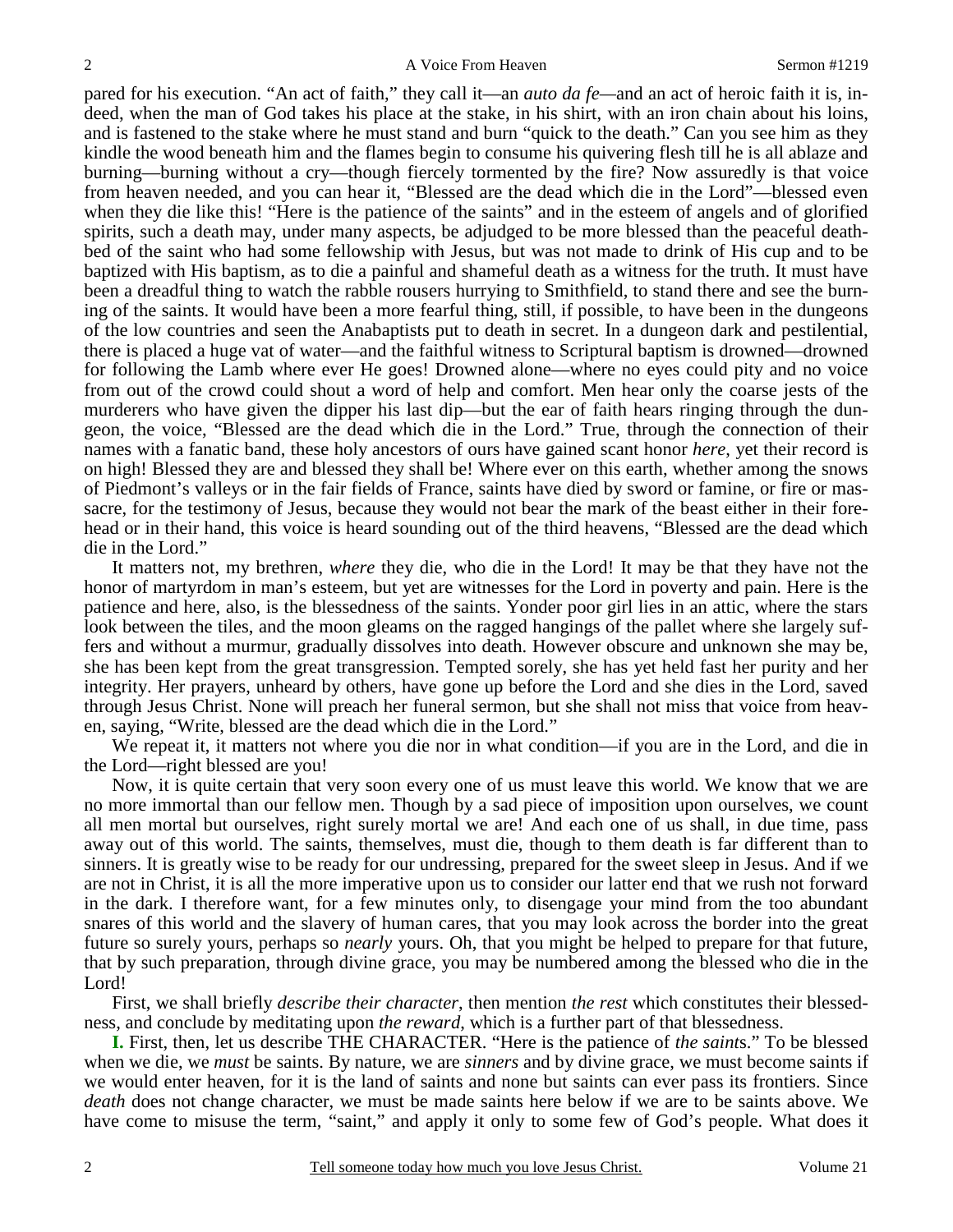pared for his execution. "An act of faith," they call it—an *auto da fe*—and an act of heroic faith it is, indeed, when the man of God takes his place at the stake, in his shirt, with an iron chain about his loins, and is fastened to the stake where he must stand and burn "quick to the death." Can you see him as they kindle the wood beneath him and the flames begin to consume his quivering flesh till he is all ablaze and burning—burning without a cry—though fiercely tormented by the fire? Now assuredly is that voice from heaven needed, and you can hear it, "Blessed are the dead which die in the Lord"—blessed even when they die like this! "Here is the patience of the saints" and in the esteem of angels and of glorified spirits, such a death may, under many aspects, be adjudged to be more blessed than the peaceful deathbed of the saint who had some fellowship with Jesus, but was not made to drink of His cup and to be baptized with His baptism, as to die a painful and shameful death as a witness for the truth. It must have been a dreadful thing to watch the rabble rousers hurrying to Smithfield, to stand there and see the burning of the saints. It would have been a more fearful thing, still, if possible, to have been in the dungeons of the low countries and seen the Anabaptists put to death in secret. In a dungeon dark and pestilential, there is placed a huge vat of water—and the faithful witness to Scriptural baptism is drowned—drowned for following the Lamb where ever He goes! Drowned alone—where no eyes could pity and no voice from out of the crowd could shout a word of help and comfort. Men hear only the coarse jests of the murderers who have given the dipper his last dip—but the ear of faith hears ringing through the dungeon, the voice, "Blessed are the dead which die in the Lord." True, through the connection of their names with a fanatic band, these holy ancestors of ours have gained scant honor *here*, yet their record is on high! Blessed they are and blessed they shall be! Where ever on this earth, whether among the snows of Piedmont's valleys or in the fair fields of France, saints have died by sword or famine, or fire or massacre, for the testimony of Jesus, because they would not bear the mark of the beast either in their forehead or in their hand, this voice is heard sounding out of the third heavens, "Blessed are the dead which die in the Lord."

It matters not, my brethren, *where* they die, who die in the Lord! It may be that they have not the honor of martyrdom in man's esteem, but yet are witnesses for the Lord in poverty and pain. Here is the patience and here, also, is the blessedness of the saints. Yonder poor girl lies in an attic, where the stars look between the tiles, and the moon gleams on the ragged hangings of the pallet where she largely suffers and without a murmur, gradually dissolves into death. However obscure and unknown she may be, she has been kept from the great transgression. Tempted sorely, she has yet held fast her purity and her integrity. Her prayers, unheard by others, have gone up before the Lord and she dies in the Lord, saved through Jesus Christ. None will preach her funeral sermon, but she shall not miss that voice from heaven, saying, "Write, blessed are the dead which die in the Lord."

We repeat it, it matters not where you die nor in what condition—if you are in the Lord, and die in the Lord—right blessed are you!

Now, it is quite certain that very soon every one of us must leave this world. We know that we are no more immortal than our fellow men. Though by a sad piece of imposition upon ourselves, we count all men mortal but ourselves, right surely mortal we are! And each one of us shall, in due time, pass away out of this world. The saints, themselves, must die, though to them death is far different than to sinners. It is greatly wise to be ready for our undressing, prepared for the sweet sleep in Jesus. And if we are not in Christ, it is all the more imperative upon us to consider our latter end that we rush not forward in the dark. I therefore want, for a few minutes only, to disengage your mind from the too abundant snares of this world and the slavery of human cares, that you may look across the border into the great future so surely yours, perhaps so *nearly* yours. Oh, that you might be helped to prepare for that future, that by such preparation, through divine grace, you may be numbered among the blessed who die in the Lord!

First, we shall briefly *describe their character*, then mention *the rest* which constitutes their blessedness, and conclude by meditating upon *the reward*, which is a further part of that blessedness.

**I.** First, then, let us describe THE CHARACTER. "Here is the patience of *the saints*." To be blessed when we die, we *must* be saints. By nature, we are *sinners* and by divine grace, we must become saints if we would enter heaven, for it is the land of saints and none but saints can ever pass its frontiers. Since *death* does not change character, we must be made saints here below if we are to be saints above. We have come to misuse the term, "saint," and apply it only to some few of God's people. What does it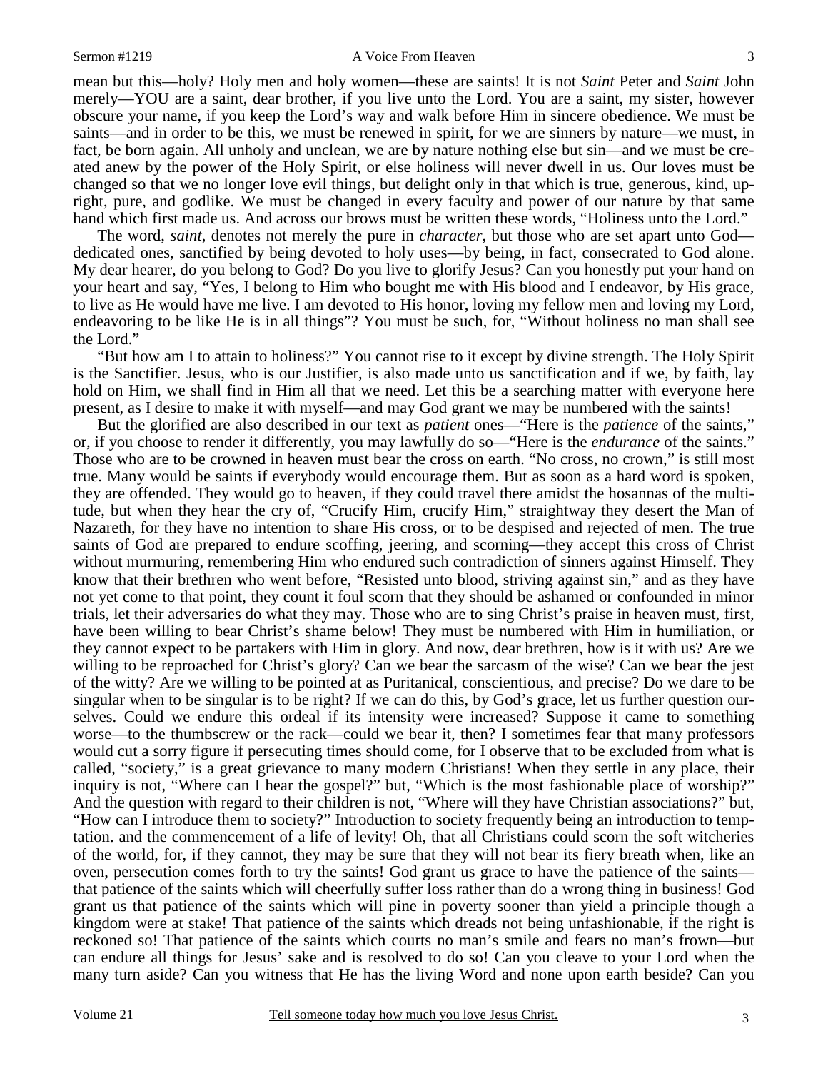mean but this—holy? Holy men and holy women—these are saints! It is not *Saint* Peter and *Saint* John merely—YOU are a saint, dear brother, if you live unto the Lord. You are a saint, my sister, however obscure your name, if you keep the Lord's way and walk before Him in sincere obedience. We must be saints—and in order to be this, we must be renewed in spirit, for we are sinners by nature—we must, in fact, be born again. All unholy and unclean, we are by nature nothing else but sin—and we must be created anew by the power of the Holy Spirit, or else holiness will never dwell in us. Our loves must be changed so that we no longer love evil things, but delight only in that which is true, generous, kind, upright, pure, and godlike. We must be changed in every faculty and power of our nature by that same hand which first made us. And across our brows must be written these words, "Holiness unto the Lord."

The word, *saint*, denotes not merely the pure in *character*, but those who are set apart unto God—dedicated ones, sanctified by being devoted to holy uses—by being, in fact, consecrated to God alone. My dear hearer, do you belong to God? Do you live to glorify Jesus? Can you honestly put your hand on your heart and say, "Yes, I belong to Him who bought me with His blood and I endeavor, by His grace, to live as He would have me live. I am devoted to His honor, loving my fellow men and loving my Lord, endeavoring to be like He is in all things"? You must be such, for, "Without holiness no man shall see the Lord."

"But how am I to attain to holiness?" You cannot rise to it except by divine strength. The Holy Spirit is the Sanctifier. Jesus, who is our Justifier, is also made unto us sanctification and if we, by faith, lay hold on Him, we shall find in Him all that we need. Let this be a searching matter with everyone here present, as I desire to make it with myself—and may God grant we may be numbered with the saints!

But the glorified are also described in our text as *patient* ones—"Here is the *patience* of the saints," or, if you choose to render it differently, you may lawfully do so—"Here is the *endurance* of the saints." Those who are to be crowned in heaven must bear the cross on earth. "No cross, no crown," is still most true. Many would be saints if everybody would encourage them. But as soon as a hard word is spoken, they are offended. They would go to heaven, if they could travel there amidst the hosannas of the multitude, but when they hear the cry of, "Crucify Him, crucify Him," straightway they desert the Man of Nazareth, for they have no intention to share His cross, or to be despised and rejected of men. The true saints of God are prepared to endure scoffing, jeering, and scorning—they accept this cross of Christ without murmuring, remembering Him who endured such contradiction of sinners against Himself. They know that their brethren who went before, "Resisted unto blood, striving against sin," and as they have not yet come to that point, they count it foul scorn that they should be ashamed or confounded in minor trials, let their adversaries do what they may. Those who are to sing Christ's praise in heaven must, first, have been willing to bear Christ's shame below! They must be numbered with Him in humiliation, or they cannot expect to be partakers with Him in glory. And now, dear brethren, how is it with us? Are we willing to be reproached for Christ's glory? Can we bear the sarcasm of the wise? Can we bear the jest of the witty? Are we willing to be pointed at as Puritanical, conscientious, and precise? Do we dare to be singular when to be singular is to be right? If we can do this, by God's grace, let us further question ourselves. Could we endure this ordeal if its intensity were increased? Suppose it came to something worse—to the thumbscrew or the rack—could we bear it, then? I sometimes fear that many professors would cut a sorry figure if persecuting times should come, for I observe that to be excluded from what is called, "society," is a great grievance to many modern Christians! When they settle in any place, their inquiry is not, "Where can I hear the gospel?" but, "Which is the most fashionable place of worship?" And the question with regard to their children is not, "Where will they have Christian associations?" but, "How can I introduce them to society?" Introduction to society frequently being an introduction to temptation. and the commencement of a life of levity! Oh, that all Christians could scorn the soft witcheries of the world, for, if they cannot, they may be sure that they will not bear its fiery breath when, like an oven, persecution comes forth to try the saints! God grant us grace to have the patience of the saints—that patience of the saints which will cheerfully suffer loss rather than do a wrong thing in business! God grant us that patience of the saints which will pine in poverty sooner than yield a principle though a kingdom were at stake! That patience of the saints which dreads not being unfashionable, if the right is reckoned so! That patience of the saints which courts no man's smile and fears no man's frown—but can endure all things for Jesus' sake and is resolved to do so! Can you cleave to your Lord when the many turn aside? Can you witness that He has the living Word and none upon earth beside? Can you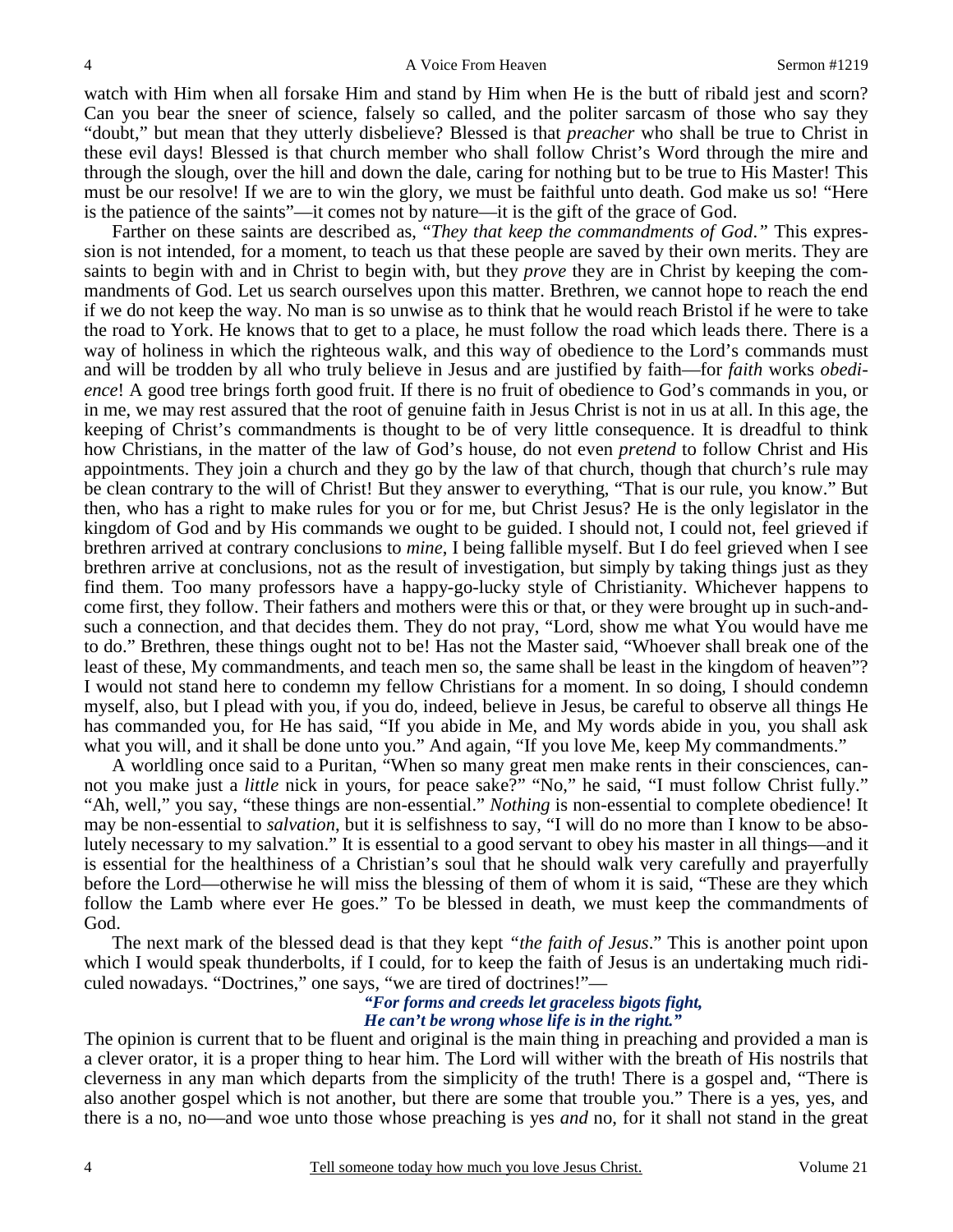watch with Him when all forsake Him and stand by Him when He is the butt of ribald jest and scorn? Can you bear the sneer of science, falsely so called, and the politer sarcasm of those who say they "doubt," but mean that they utterly disbelieve? Blessed is that *preacher* who shall be true to Christ in these evil days! Blessed is that church member who shall follow Christ's Word through the mire and through the slough, over the hill and down the dale, caring for nothing but to be true to His Master! This must be our resolve! If we are to win the glory, we must be faithful unto death. God make us so! "Here is the patience of the saints"—it comes not by nature—it is the gift of the grace of God.

Farther on these saints are described as, "*They that keep the commandments of God."* This expression is not intended, for a moment, to teach us that these people are saved by their own merits. They are saints to begin with and in Christ to begin with, but they *prove* they are in Christ by keeping the commandments of God. Let us search ourselves upon this matter. Brethren, we cannot hope to reach the end if we do not keep the way. No man is so unwise as to think that he would reach Bristol if he were to take the road to York. He knows that to get to a place, he must follow the road which leads there. There is a way of holiness in which the righteous walk, and this way of obedience to the Lord's commands must and will be trodden by all who truly believe in Jesus and are justified by faith—for *faith* works *obedience*! A good tree brings forth good fruit. If there is no fruit of obedience to God's commands in you, or in me, we may rest assured that the root of genuine faith in Jesus Christ is not in us at all. In this age, the keeping of Christ's commandments is thought to be of very little consequence. It is dreadful to think how Christians, in the matter of the law of God's house, do not even *pretend* to follow Christ and His appointments. They join a church and they go by the law of that church, though that church's rule may be clean contrary to the will of Christ! But they answer to everything, "That is our rule, you know." But then, who has a right to make rules for you or for me, but Christ Jesus? He is the only legislator in the kingdom of God and by His commands we ought to be guided. I should not, I could not, feel grieved if brethren arrived at contrary conclusions to *mine*, I being fallible myself. But I do feel grieved when I see brethren arrive at conclusions, not as the result of investigation, but simply by taking things just as they find them. Too many professors have a happy-go-lucky style of Christianity. Whichever happens to come first, they follow. Their fathers and mothers were this or that, or they were brought up in such-and-such a connection, and that decides them. They do not pray, "Lord, show me what You would have me to do." Brethren, these things ought not to be! Has not the Master said, "Whoever shall break one of the least of these, My commandments, and teach men so, the same shall be least in the kingdom of heaven"? I would not stand here to condemn my fellow Christians for a moment. In so doing, I should condemn myself, also, but I plead with you, if you do, indeed, believe in Jesus, be careful to observe all things He has commanded you, for He has said, "If you abide in Me, and My words abide in you, you shall ask what you will, and it shall be done unto you." And again, "If you love Me, keep My commandments."

A worldling once said to a Puritan, "When so many great men make rents in their consciences, cannot you make just a *little* nick in yours, for peace sake?" "No," he said, "I must follow Christ fully." "Ah, well," you say, "these things are non-essential." *Nothing* is non-essential to complete obedience! It may be non-essential to *salvation*, but it is selfishness to say, "I will do no more than I know to be absolutely necessary to my salvation." It is essential to a good servant to obey his master in all things—and it is essential for the healthiness of a Christian's soul that he should walk very carefully and prayerfully before the Lord—otherwise he will miss the blessing of them of whom it is said, "These are they which follow the Lamb where ever He goes." To be blessed in death, we must keep the commandments of God.

The next mark of the blessed dead is that they kept *"the faith of Jesus*." This is another point upon which I would speak thunderbolts, if I could, for to keep the faith of Jesus is an undertaking much ridiculed nowadays. "Doctrines," one says, "we are tired of doctrines!"—

> ***"For forms and creeds let graceless bigots fight,***
> ***He can't be wrong whose life is in the right."***

The opinion is current that to be fluent and original is the main thing in preaching and provided a man is a clever orator, it is a proper thing to hear him. The Lord will wither with the breath of His nostrils that cleverness in any man which departs from the simplicity of the truth! There is a gospel and, "There is also another gospel which is not another, but there are some that trouble you." There is a yes, yes, and there is a no, no—and woe unto those whose preaching is yes *and* no, for it shall not stand in the great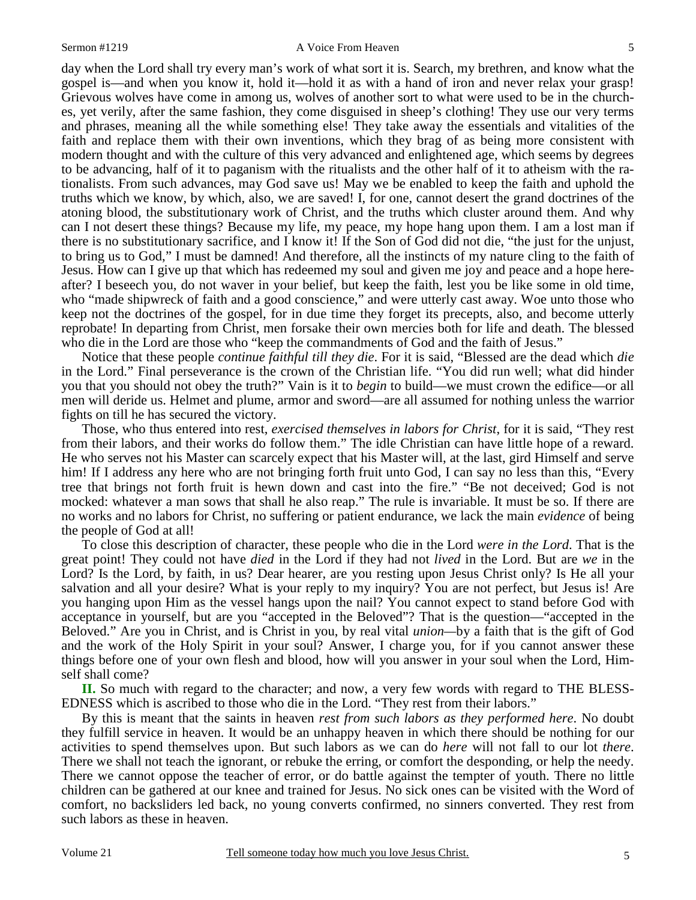day when the Lord shall try every man's work of what sort it is. Search, my brethren, and know what the gospel is—and when you know it, hold it—hold it as with a hand of iron and never relax your grasp! Grievous wolves have come in among us, wolves of another sort to what were used to be in the churches, yet verily, after the same fashion, they come disguised in sheep's clothing! They use our very terms and phrases, meaning all the while something else! They take away the essentials and vitalities of the faith and replace them with their own inventions, which they brag of as being more consistent with modern thought and with the culture of this very advanced and enlightened age, which seems by degrees to be advancing, half of it to paganism with the ritualists and the other half of it to atheism with the rationalists. From such advances, may God save us! May we be enabled to keep the faith and uphold the truths which we know, by which, also, we are saved! I, for one, cannot desert the grand doctrines of the atoning blood, the substitutionary work of Christ, and the truths which cluster around them. And why can I not desert these things? Because my life, my peace, my hope hang upon them. I am a lost man if there is no substitutionary sacrifice, and I know it! If the Son of God did not die, "the just for the unjust, to bring us to God," I must be damned! And therefore, all the instincts of my nature cling to the faith of Jesus. How can I give up that which has redeemed my soul and given me joy and peace and a hope hereafter? I beseech you, do not waver in your belief, but keep the faith, lest you be like some in old time, who "made shipwreck of faith and a good conscience," and were utterly cast away. Woe unto those who keep not the doctrines of the gospel, for in due time they forget its precepts, also, and become utterly reprobate! In departing from Christ, men forsake their own mercies both for life and death. The blessed who die in the Lord are those who "keep the commandments of God and the faith of Jesus."

Notice that these people *continue faithful till they die*. For it is said, "Blessed are the dead which *die* in the Lord." Final perseverance is the crown of the Christian life. "You did run well; what did hinder you that you should not obey the truth?" Vain is it to *begin* to build—we must crown the edifice—or all men will deride us. Helmet and plume, armor and sword—are all assumed for nothing unless the warrior fights on till he has secured the victory.

Those, who thus entered into rest, *exercised themselves in labors for Christ*, for it is said, "They rest from their labors, and their works do follow them." The idle Christian can have little hope of a reward. He who serves not his Master can scarcely expect that his Master will, at the last, gird Himself and serve him! If I address any here who are not bringing forth fruit unto God, I can say no less than this, "Every tree that brings not forth fruit is hewn down and cast into the fire." "Be not deceived; God is not mocked: whatever a man sows that shall he also reap." The rule is invariable. It must be so. If there are no works and no labors for Christ, no suffering or patient endurance, we lack the main *evidence* of being the people of God at all!

To close this description of character, these people who die in the Lord *were in the Lord*. That is the great point! They could not have *died* in the Lord if they had not *lived* in the Lord. But are *we* in the Lord? Is the Lord, by faith, in us? Dear hearer, are you resting upon Jesus Christ only? Is He all your salvation and all your desire? What is your reply to my inquiry? You are not perfect, but Jesus is! Are you hanging upon Him as the vessel hangs upon the nail? You cannot expect to stand before God with acceptance in yourself, but are you "accepted in the Beloved"? That is the question—"accepted in the Beloved." Are you in Christ, and is Christ in you, by real vital *union*—by a faith that is the gift of God and the work of the Holy Spirit in your soul? Answer, I charge you, for if you cannot answer these things before one of your own flesh and blood, how will you answer in your soul when the Lord, Himself shall come?

**II.** So much with regard to the character; and now, a very few words with regard to THE BLESSEDNESS which is ascribed to those who die in the Lord. "They rest from their labors."

By this is meant that the saints in heaven *rest from such labors as they performed here*. No doubt they fulfill service in heaven. It would be an unhappy heaven in which there should be nothing for our activities to spend themselves upon. But such labors as we can do *here* will not fall to our lot *there*. There we shall not teach the ignorant, or rebuke the erring, or comfort the desponding, or help the needy. There we cannot oppose the teacher of error, or do battle against the tempter of youth. There no little children can be gathered at our knee and trained for Jesus. No sick ones can be visited with the Word of comfort, no backsliders led back, no young converts confirmed, no sinners converted. They rest from such labors as these in heaven.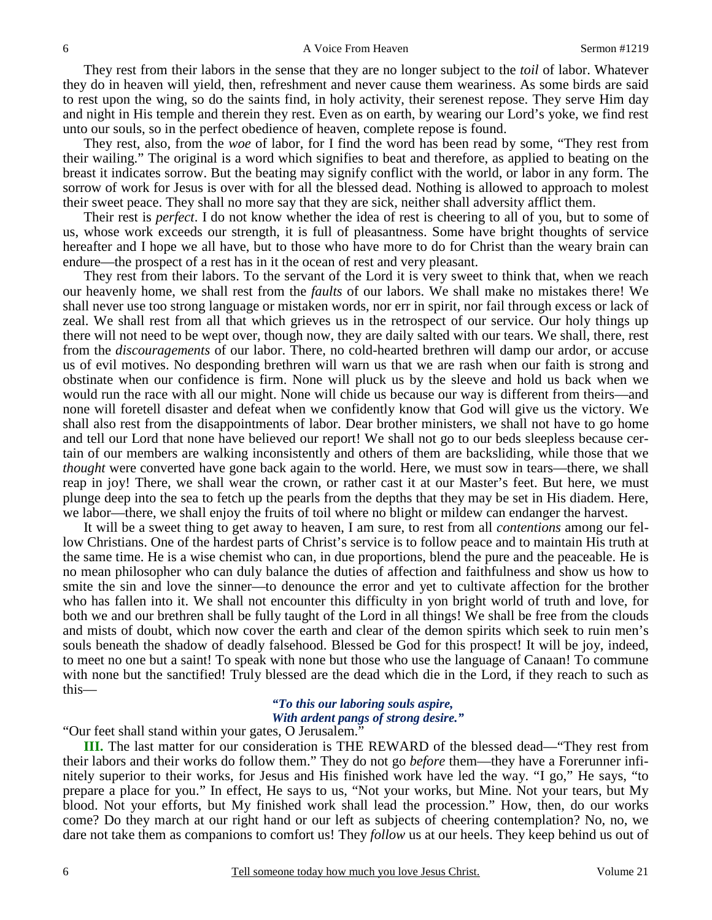They rest from their labors in the sense that they are no longer subject to the *toil* of labor. Whatever they do in heaven will yield, then, refreshment and never cause them weariness. As some birds are said to rest upon the wing, so do the saints find, in holy activity, their serenest repose. They serve Him day and night in His temple and therein they rest. Even as on earth, by wearing our Lord's yoke, we find rest unto our souls, so in the perfect obedience of heaven, complete repose is found.

They rest, also, from the *woe* of labor, for I find the word has been read by some, "They rest from their wailing." The original is a word which signifies to beat and therefore, as applied to beating on the breast it indicates sorrow. But the beating may signify conflict with the world, or labor in any form. The sorrow of work for Jesus is over with for all the blessed dead. Nothing is allowed to approach to molest their sweet peace. They shall no more say that they are sick, neither shall adversity afflict them.

Their rest is *perfect*. I do not know whether the idea of rest is cheering to all of you, but to some of us, whose work exceeds our strength, it is full of pleasantness. Some have bright thoughts of service hereafter and I hope we all have, but to those who have more to do for Christ than the weary brain can endure—the prospect of a rest has in it the ocean of rest and very pleasant.

They rest from their labors. To the servant of the Lord it is very sweet to think that, when we reach our heavenly home, we shall rest from the *faults* of our labors. We shall make no mistakes there! We shall never use too strong language or mistaken words, nor err in spirit, nor fail through excess or lack of zeal. We shall rest from all that which grieves us in the retrospect of our service. Our holy things up there will not need to be wept over, though now, they are daily salted with our tears. We shall, there, rest from the *discouragements* of our labor. There, no cold-hearted brethren will damp our ardor, or accuse us of evil motives. No desponding brethren will warn us that we are rash when our faith is strong and obstinate when our confidence is firm. None will pluck us by the sleeve and hold us back when we would run the race with all our might. None will chide us because our way is different from theirs—and none will foretell disaster and defeat when we confidently know that God will give us the victory. We shall also rest from the disappointments of labor. Dear brother ministers, we shall not have to go home and tell our Lord that none have believed our report! We shall not go to our beds sleepless because certain of our members are walking inconsistently and others of them are backsliding, while those that we *thought* were converted have gone back again to the world. Here, we must sow in tears—there, we shall reap in joy! There, we shall wear the crown, or rather cast it at our Master's feet. But here, we must plunge deep into the sea to fetch up the pearls from the depths that they may be set in His diadem. Here, we labor—there, we shall enjoy the fruits of toil where no blight or mildew can endanger the harvest.

It will be a sweet thing to get away to heaven, I am sure, to rest from all *contentions* among our fellow Christians. One of the hardest parts of Christ's service is to follow peace and to maintain His truth at the same time. He is a wise chemist who can, in due proportions, blend the pure and the peaceable. He is no mean philosopher who can duly balance the duties of affection and faithfulness and show us how to smite the sin and love the sinner—to denounce the error and yet to cultivate affection for the brother who has fallen into it. We shall not encounter this difficulty in yon bright world of truth and love, for both we and our brethren shall be fully taught of the Lord in all things! We shall be free from the clouds and mists of doubt, which now cover the earth and clear of the demon spirits which seek to ruin men's souls beneath the shadow of deadly falsehood. Blessed be God for this prospect! It will be joy, indeed, to meet no one but a saint! To speak with none but those who use the language of Canaan! To commune with none but the sanctified! Truly blessed are the dead which die in the Lord, if they reach to such as this—

> ***"To this our laboring souls aspire,***
> ***With ardent pangs of strong desire."***

"Our feet shall stand within your gates, O Jerusalem."

**III.** The last matter for our consideration is THE REWARD of the blessed dead—"They rest from their labors and their works do follow them." They do not go *before* them—they have a Forerunner infinitely superior to their works, for Jesus and His finished work have led the way. "I go," He says, "to prepare a place for you." In effect, He says to us, "Not your works, but Mine. Not your tears, but My blood. Not your efforts, but My finished work shall lead the procession." How, then, do our works come? Do they march at our right hand or our left as subjects of cheering contemplation? No, no, we dare not take them as companions to comfort us! They *follow* us at our heels. They keep behind us out of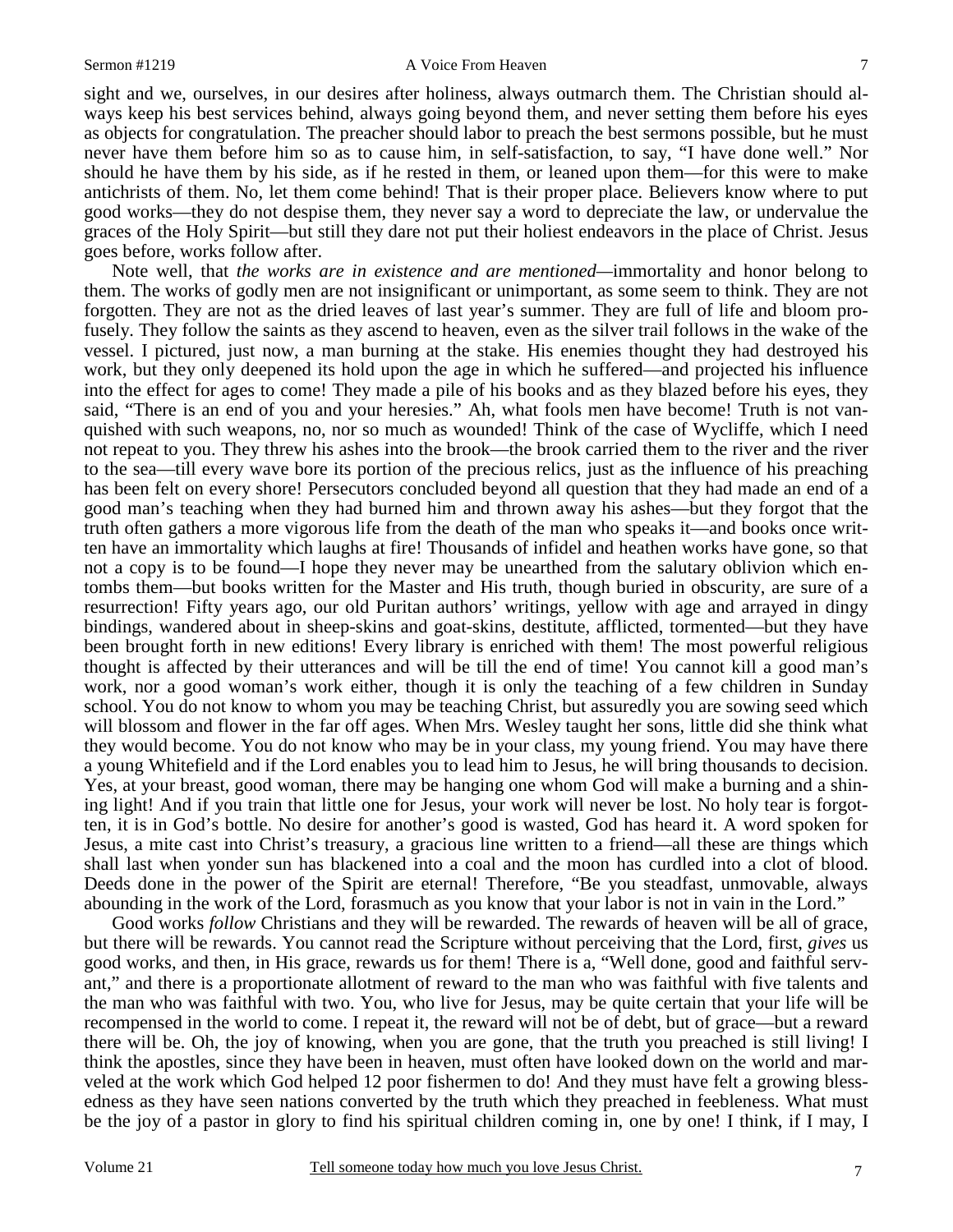sight and we, ourselves, in our desires after holiness, always outmarch them. The Christian should always keep his best services behind, always going beyond them, and never setting them before his eyes as objects for congratulation. The preacher should labor to preach the best sermons possible, but he must never have them before him so as to cause him, in self-satisfaction, to say, "I have done well." Nor should he have them by his side, as if he rested in them, or leaned upon them—for this were to make antichrists of them. No, let them come behind! That is their proper place. Believers know where to put good works—they do not despise them, they never say a word to depreciate the law, or undervalue the graces of the Holy Spirit—but still they dare not put their holiest endeavors in the place of Christ. Jesus goes before, works follow after.

Note well, that *the works are in existence and are mentioned*—immortality and honor belong to them. The works of godly men are not insignificant or unimportant, as some seem to think. They are not forgotten. They are not as the dried leaves of last year's summer. They are full of life and bloom profusely. They follow the saints as they ascend to heaven, even as the silver trail follows in the wake of the vessel. I pictured, just now, a man burning at the stake. His enemies thought they had destroyed his work, but they only deepened its hold upon the age in which he suffered—and projected his influence into the effect for ages to come! They made a pile of his books and as they blazed before his eyes, they said, "There is an end of you and your heresies." Ah, what fools men have become! Truth is not vanquished with such weapons, no, nor so much as wounded! Think of the case of Wycliffe, which I need not repeat to you. They threw his ashes into the brook—the brook carried them to the river and the river to the sea—till every wave bore its portion of the precious relics, just as the influence of his preaching has been felt on every shore! Persecutors concluded beyond all question that they had made an end of a good man's teaching when they had burned him and thrown away his ashes—but they forgot that the truth often gathers a more vigorous life from the death of the man who speaks it—and books once written have an immortality which laughs at fire! Thousands of infidel and heathen works have gone, so that not a copy is to be found—I hope they never may be unearthed from the salutary oblivion which entombs them—but books written for the Master and His truth, though buried in obscurity, are sure of a resurrection! Fifty years ago, our old Puritan authors' writings, yellow with age and arrayed in dingy bindings, wandered about in sheep-skins and goat-skins, destitute, afflicted, tormented—but they have been brought forth in new editions! Every library is enriched with them! The most powerful religious thought is affected by their utterances and will be till the end of time! You cannot kill a good man's work, nor a good woman's work either, though it is only the teaching of a few children in Sunday school. You do not know to whom you may be teaching Christ, but assuredly you are sowing seed which will blossom and flower in the far off ages. When Mrs. Wesley taught her sons, little did she think what they would become. You do not know who may be in your class, my young friend. You may have there a young Whitefield and if the Lord enables you to lead him to Jesus, he will bring thousands to decision. Yes, at your breast, good woman, there may be hanging one whom God will make a burning and a shining light! And if you train that little one for Jesus, your work will never be lost. No holy tear is forgotten, it is in God's bottle. No desire for another's good is wasted, God has heard it. A word spoken for Jesus, a mite cast into Christ's treasury, a gracious line written to a friend—all these are things which shall last when yonder sun has blackened into a coal and the moon has curdled into a clot of blood. Deeds done in the power of the Spirit are eternal! Therefore, "Be you steadfast, unmovable, always abounding in the work of the Lord, forasmuch as you know that your labor is not in vain in the Lord."

Good works *follow* Christians and they will be rewarded. The rewards of heaven will be all of grace, but there will be rewards. You cannot read the Scripture without perceiving that the Lord, first, *gives* us good works, and then, in His grace, rewards us for them! There is a, "Well done, good and faithful servant," and there is a proportionate allotment of reward to the man who was faithful with five talents and the man who was faithful with two. You, who live for Jesus, may be quite certain that your life will be recompensed in the world to come. I repeat it, the reward will not be of debt, but of grace—but a reward there will be. Oh, the joy of knowing, when you are gone, that the truth you preached is still living! I think the apostles, since they have been in heaven, must often have looked down on the world and marveled at the work which God helped 12 poor fishermen to do! And they must have felt a growing blessedness as they have seen nations converted by the truth which they preached in feebleness. What must be the joy of a pastor in glory to find his spiritual children coming in, one by one! I think, if I may, I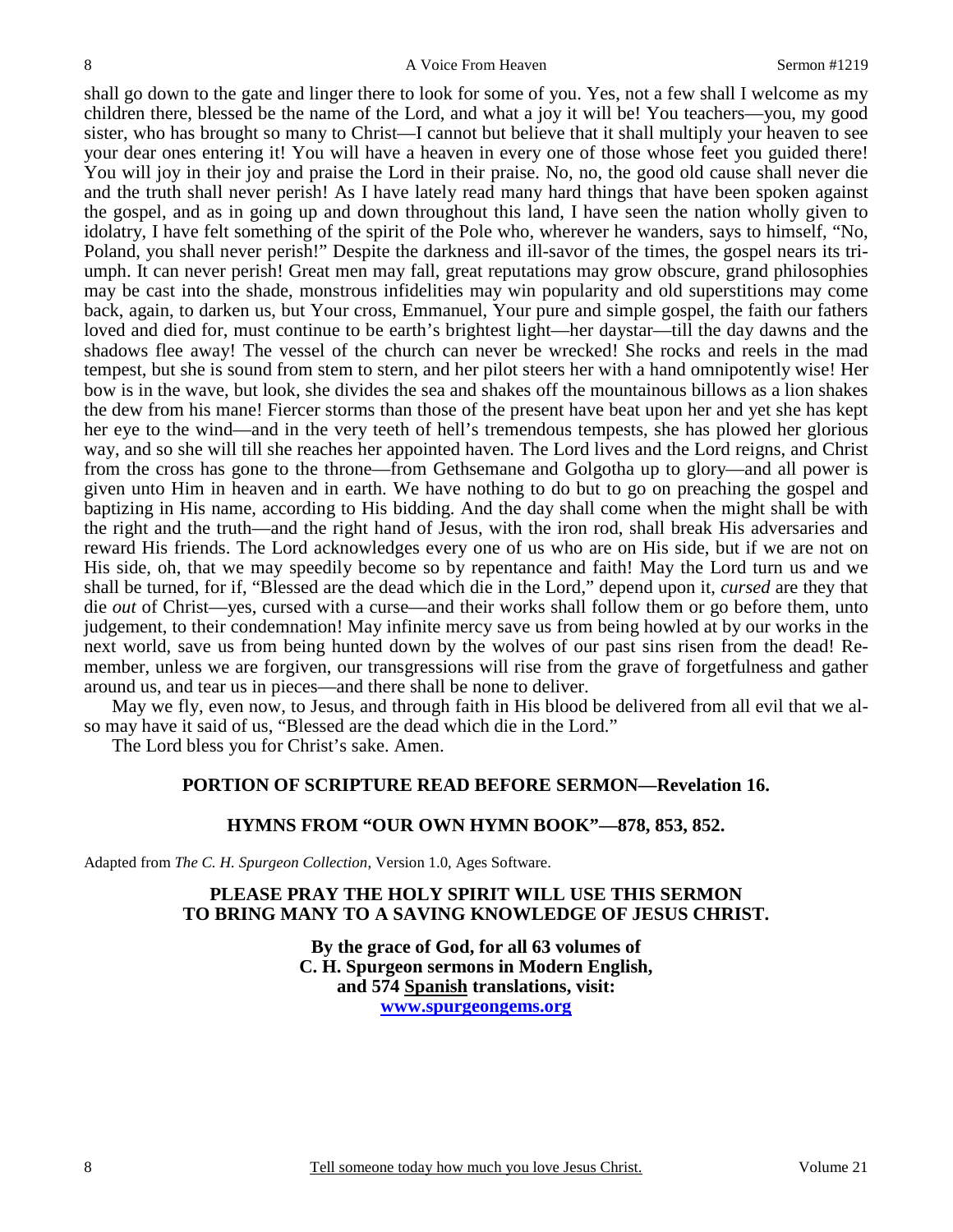shall go down to the gate and linger there to look for some of you. Yes, not a few shall I welcome as my children there, blessed be the name of the Lord, and what a joy it will be! You teachers—you, my good sister, who has brought so many to Christ—I cannot but believe that it shall multiply your heaven to see your dear ones entering it! You will have a heaven in every one of those whose feet you guided there! You will joy in their joy and praise the Lord in their praise. No, no, the good old cause shall never die and the truth shall never perish! As I have lately read many hard things that have been spoken against the gospel, and as in going up and down throughout this land, I have seen the nation wholly given to idolatry, I have felt something of the spirit of the Pole who, wherever he wanders, says to himself, "No, Poland, you shall never perish!" Despite the darkness and ill-savor of the times, the gospel nears its triumph. It can never perish! Great men may fall, great reputations may grow obscure, grand philosophies may be cast into the shade, monstrous infidelities may win popularity and old superstitions may come back, again, to darken us, but Your cross, Emmanuel, Your pure and simple gospel, the faith our fathers loved and died for, must continue to be earth's brightest light—her daystar—till the day dawns and the shadows flee away! The vessel of the church can never be wrecked! She rocks and reels in the mad tempest, but she is sound from stem to stern, and her pilot steers her with a hand omnipotently wise! Her bow is in the wave, but look, she divides the sea and shakes off the mountainous billows as a lion shakes the dew from his mane! Fiercer storms than those of the present have beat upon her and yet she has kept her eye to the wind—and in the very teeth of hell's tremendous tempests, she has plowed her glorious way, and so she will till she reaches her appointed haven. The Lord lives and the Lord reigns, and Christ from the cross has gone to the throne—from Gethsemane and Golgotha up to glory—and all power is given unto Him in heaven and in earth. We have nothing to do but to go on preaching the gospel and baptizing in His name, according to His bidding. And the day shall come when the might shall be with the right and the truth—and the right hand of Jesus, with the iron rod, shall break His adversaries and reward His friends. The Lord acknowledges every one of us who are on His side, but if we are not on His side, oh, that we may speedily become so by repentance and faith! May the Lord turn us and we shall be turned, for if, "Blessed are the dead which die in the Lord," depend upon it, *cursed* are they that die *out* of Christ—yes, cursed with a curse—and their works shall follow them or go before them, unto judgement, to their condemnation! May infinite mercy save us from being howled at by our works in the next world, save us from being hunted down by the wolves of our past sins risen from the dead! Remember, unless we are forgiven, our transgressions will rise from the grave of forgetfulness and gather around us, and tear us in pieces—and there shall be none to deliver.

May we fly, even now, to Jesus, and through faith in His blood be delivered from all evil that we also may have it said of us, "Blessed are the dead which die in the Lord."

The Lord bless you for Christ's sake. Amen.

**PORTION OF SCRIPTURE READ BEFORE SERMON—Revelation 16.**

**HYMNS FROM "OUR OWN HYMN BOOK"—878, 853, 852.**

Adapted from *The C. H. Spurgeon Collection,* Version 1.0, Ages Software.

**PLEASE PRAY THE HOLY SPIRIT WILL USE THIS SERMON TO BRING MANY TO A SAVING KNOWLEDGE OF JESUS CHRIST.**

**By the grace of God, for all 63 volumes of C. H. Spurgeon sermons in Modern English, and 574 Spanish translations, visit: www.spurgeongems.org**